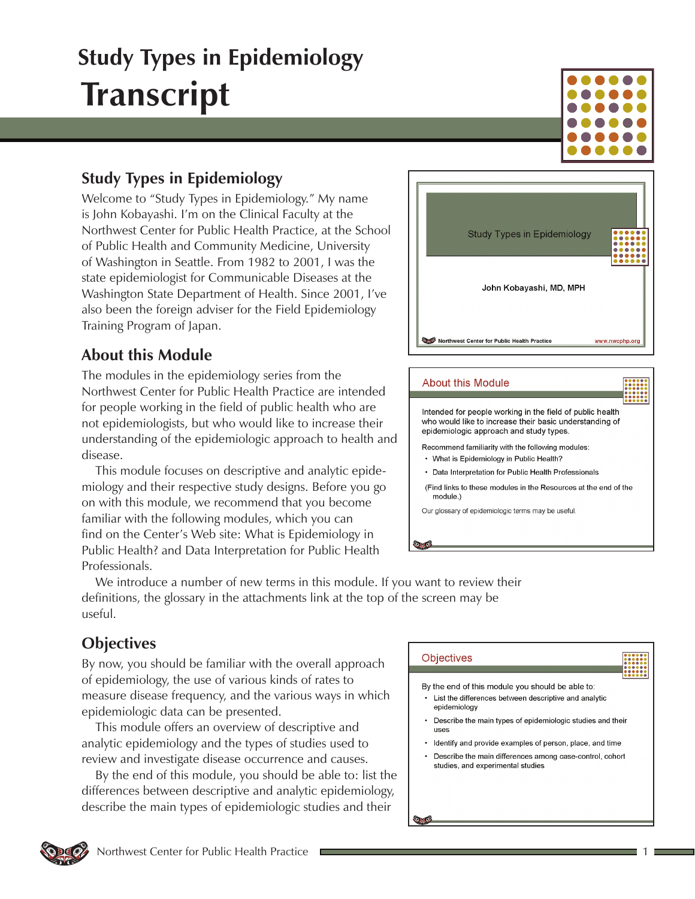# Study Types in Epidemiology
# Transcript

## Study Types in Epidemiology

Welcome to "Study Types in Epidemiology." My name is John Kobayashi. I'm on the Clinical Faculty at the Northwest Center for Public Health Practice, at the School of Public Health and Community Medicine, University of Washington in Seattle. From 1982 to 2001, I was the state epidemiologist for Communicable Diseases at the Washington State Department of Health. Since 2001, I've also been the foreign adviser for the Field Epidemiology Training Program of Japan.

Study Types in Epidemiology

John Kobayashi, MD, MPH

Northwest Center for Public Health Practice    www.nwcphp.org

## About this Module

The modules in the epidemiology series from the Northwest Center for Public Health Practice are intended for people working in the field of public health who are not epidemiologists, but who would like to increase their understanding of the epidemiologic approach to health and disease.

This module focuses on descriptive and analytic epidemiology and their respective study designs. Before you go on with this module, we recommend that you become familiar with the following modules, which you can find on the Center's Web site: What is Epidemiology in Public Health? and Data Interpretation for Public Health Professionals.

About this Module

Intended for people working in the field of public health who would like to increase their basic understanding of epidemiologic approach and study types.

Recommend familiarity with the following modules:

- What is Epidemiology in Public Health?
- Data Interpretation for Public Health Professionals

(Find links to these modules in the Resources at the end of the module.)

Our glossary of epidemiologic terms may be useful.

We introduce a number of new terms in this module. If you want to review their definitions, the glossary in the attachments link at the top of the screen may be useful.

## Objectives

By now, you should be familiar with the overall approach of epidemiology, the use of various kinds of rates to measure disease frequency, and the various ways in which epidemiologic data can be presented.

This module offers an overview of descriptive and analytic epidemiology and the types of studies used to review and investigate disease occurrence and causes.

By the end of this module, you should be able to: list the differences between descriptive and analytic epidemiology, describe the main types of epidemiologic studies and their

Objectives

By the end of this module you should be able to:

- List the differences between descriptive and analytic epidemiology
- Describe the main types of epidemiologic studies and their uses
- Identify and provide examples of person, place, and time
- Describe the main differences among case-control, cohort studies, and experimental studies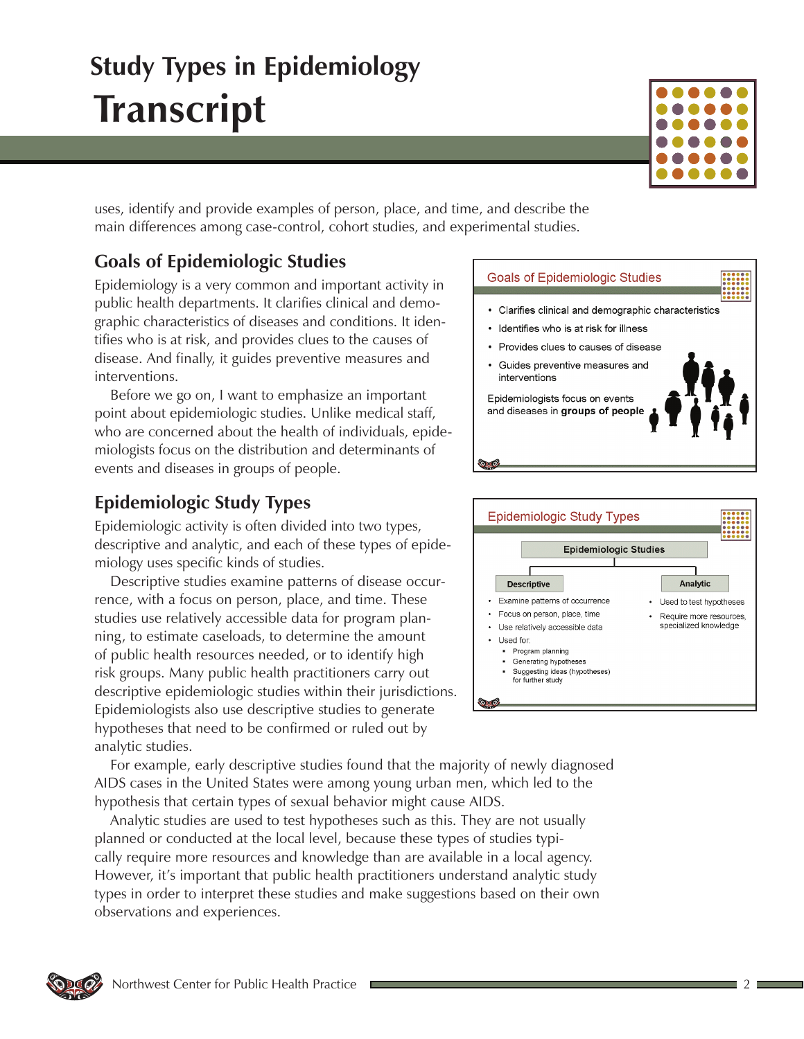uses, identify and provide examples of person, place, and time, and describe the main differences among case-control, cohort studies, and experimental studies.

## Goals of Epidemiologic Studies

Epidemiology is a very common and important activity in public health departments. It clarifies clinical and demographic characteristics of diseases and conditions. It identifies who is at risk, and provides clues to the causes of disease. And finally, it guides preventive measures and interventions.

Before we go on, I want to emphasize an important point about epidemiologic studies. Unlike medical staff, who are concerned about the health of individuals, epidemiologists focus on the distribution and determinants of events and diseases in groups of people.

> **Goals of Epidemiologic Studies**
>
> - Clarifies clinical and demographic characteristics
> - Identifies who is at risk for illness
> - Provides clues to causes of disease
> - Guides preventive measures and interventions
>
> Epidemiologists focus on events and diseases in **groups of people**

## Epidemiologic Study Types

Epidemiologic activity is often divided into two types, descriptive and analytic, and each of these types of epidemiology uses specific kinds of studies.

Descriptive studies examine patterns of disease occurrence, with a focus on person, place, and time. These studies use relatively accessible data for program planning, to estimate caseloads, to determine the amount of public health resources needed, or to identify high risk groups. Many public health practitioners carry out descriptive epidemiologic studies within their jurisdictions. Epidemiologists also use descriptive studies to generate hypotheses that need to be confirmed or ruled out by analytic studies.

> **Epidemiologic Study Types**
>
> **Epidemiologic Studies**
>
> **Descriptive**
> - Examine patterns of occurrence
> - Focus on person, place, time
> - Use relatively accessible data
> - Used for:
>   - Program planning
>   - Generating hypotheses
>   - Suggesting ideas (hypotheses) for further study
>
> **Analytic**
> - Used to test hypotheses
> - Require more resources, specialized knowledge

For example, early descriptive studies found that the majority of newly diagnosed AIDS cases in the United States were among young urban men, which led to the hypothesis that certain types of sexual behavior might cause AIDS.

Analytic studies are used to test hypotheses such as this. They are not usually planned or conducted at the local level, because these types of studies typically require more resources and knowledge than are available in a local agency. However, it's important that public health practitioners understand analytic study types in order to interpret these studies and make suggestions based on their own observations and experiences.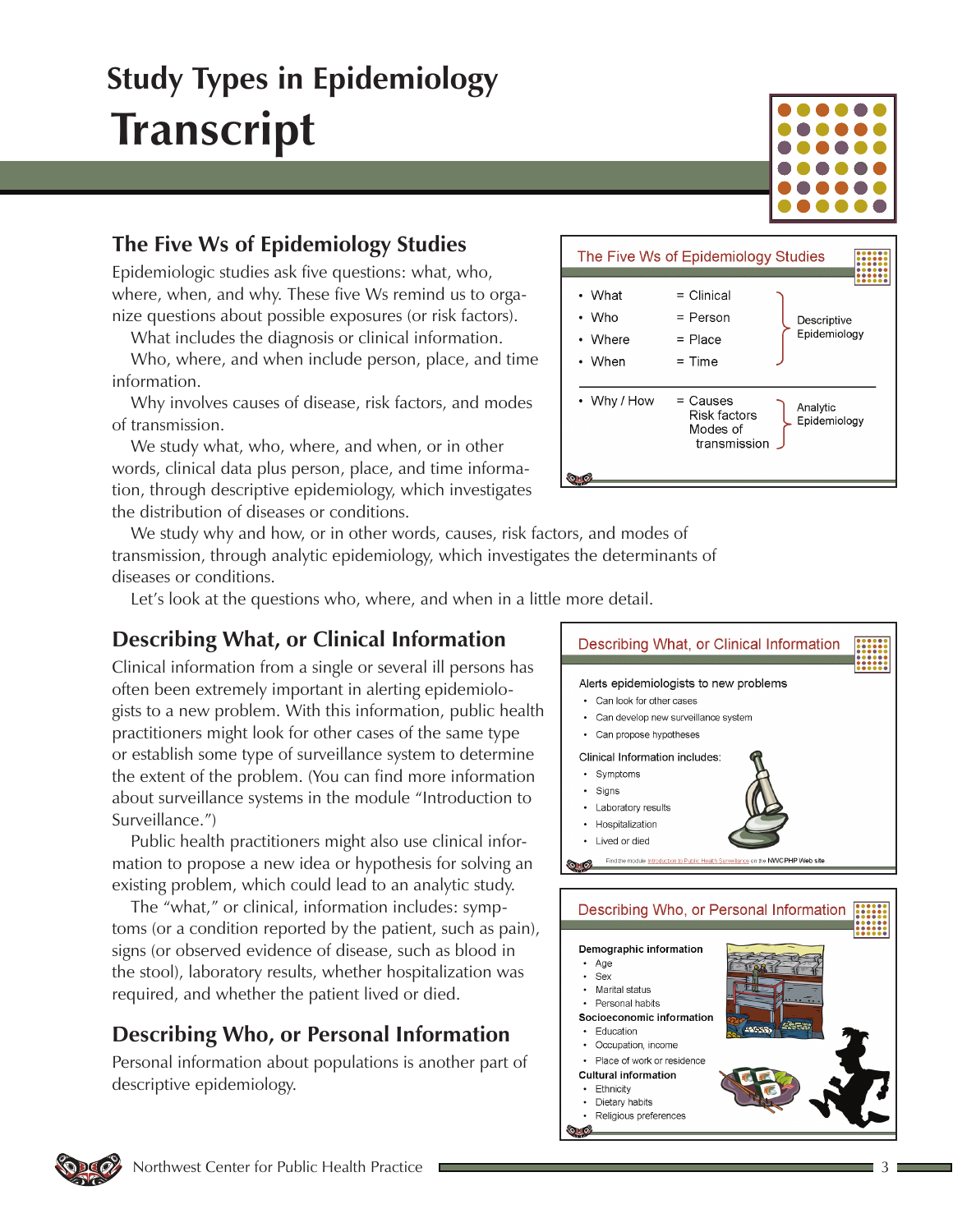# Study Types in Epidemiology
# Transcript

## The Five Ws of Epidemiology Studies

Epidemiologic studies ask five questions: what, who, where, when, and why. These five Ws remind us to organize questions about possible exposures (or risk factors).

What includes the diagnosis or clinical information.

Who, where, and when include person, place, and time information.

Why involves causes of disease, risk factors, and modes of transmission.

We study what, who, where, and when, or in other words, clinical data plus person, place, and time information, through descriptive epidemiology, which investigates the distribution of diseases or conditions.

We study why and how, or in other words, causes, risk factors, and modes of transmission, through analytic epidemiology, which investigates the determinants of diseases or conditions.

Let's look at the questions who, where, and when in a little more detail.

**The Five Ws of Epidemiology Studies**

- What = Clinical
- Who = Person
- Where = Place
- When = Time

Descriptive Epidemiology

- Why / How = Causes, Risk factors, Modes of transmission

Analytic Epidemiology

## Describing What, or Clinical Information

Clinical information from a single or several ill persons has often been extremely important in alerting epidemiologists to a new problem. With this information, public health practitioners might look for other cases of the same type or establish some type of surveillance system to determine the extent of the problem. (You can find more information about surveillance systems in the module "Introduction to Surveillance.")

Public health practitioners might also use clinical information to propose a new idea or hypothesis for solving an existing problem, which could lead to an analytic study.

The "what," or clinical, information includes: symptoms (or a condition reported by the patient, such as pain), signs (or observed evidence of disease, such as blood in the stool), laboratory results, whether hospitalization was required, and whether the patient lived or died.

**Describing What, or Clinical Information**

Alerts epidemiologists to new problems

- Can look for other cases
- Can develop new surveillance system
- Can propose hypotheses

Clinical Information includes:

- Symptoms
- Signs
- Laboratory results
- Hospitalization
- Lived or died

Find the module Introduction to Public Health Surveillance on the NWCPHP Web site

## Describing Who, or Personal Information

Personal information about populations is another part of descriptive epidemiology.

**Describing Who, or Personal Information**

Demographic information

- Age
- Sex
- Marital status
- Personal habits

Socioeconomic information

- Education
- Occupation, income
- Place of work or residence

Cultural information

- Ethnicity
- Dietary habits
- Religious preferences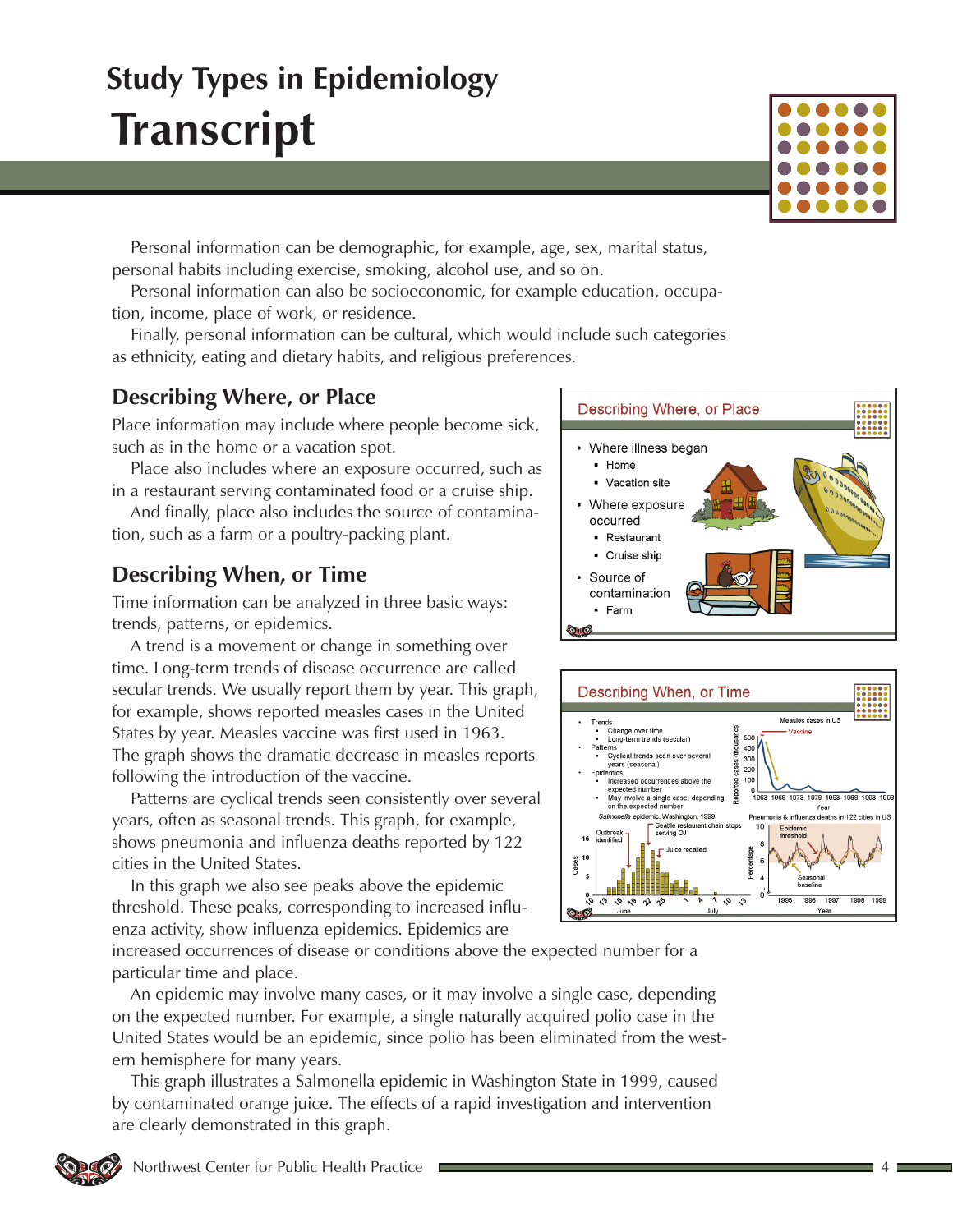Personal information can be demographic, for example, age, sex, marital status, personal habits including exercise, smoking, alcohol use, and so on.

Personal information can also be socioeconomic, for example education, occupation, income, place of work, or residence.

Finally, personal information can be cultural, which would include such categories as ethnicity, eating and dietary habits, and religious preferences.

## Describing Where, or Place

Place information may include where people become sick, such as in the home or a vacation spot.

Place also includes where an exposure occurred, such as in a restaurant serving contaminated food or a cruise ship.

And finally, place also includes the source of contamination, such as a farm or a poultry-packing plant.

## Describing When, or Time

Time information can be analyzed in three basic ways: trends, patterns, or epidemics.

A trend is a movement or change in something over time. Long-term trends of disease occurrence are called secular trends. We usually report them by year. This graph, for example, shows reported measles cases in the United States by year. Measles vaccine was first used in 1963. The graph shows the dramatic decrease in measles reports following the introduction of the vaccine.

Patterns are cyclical trends seen consistently over several years, often as seasonal trends. This graph, for example, shows pneumonia and influenza deaths reported by 122 cities in the United States.

In this graph we also see peaks above the epidemic threshold. These peaks, corresponding to increased influenza activity, show influenza epidemics. Epidemics are increased occurrences of disease or conditions above the expected number for a particular time and place.

An epidemic may involve many cases, or it may involve a single case, depending on the expected number. For example, a single naturally acquired polio case in the United States would be an epidemic, since polio has been eliminated from the western hemisphere for many years.

This graph illustrates a Salmonella epidemic in Washington State in 1999, caused by contaminated orange juice. The effects of a rapid investigation and intervention are clearly demonstrated in this graph.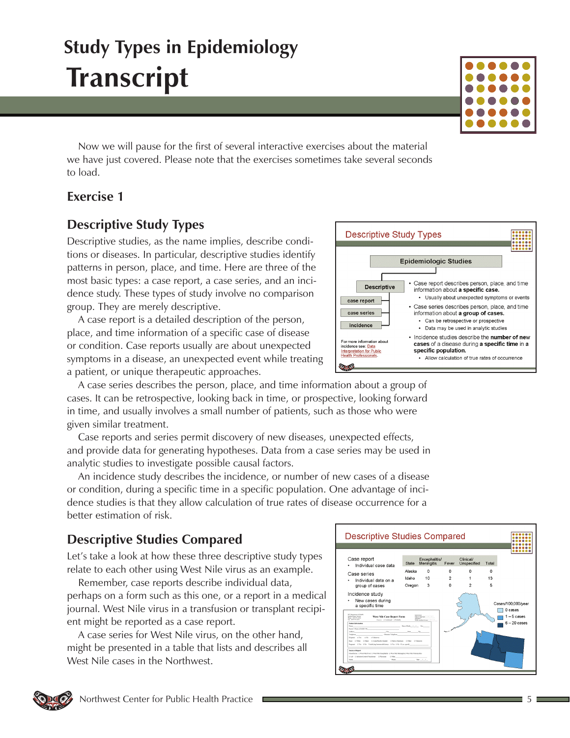# Study Types in Epidemiology

# Transcript

Now we will pause for the first of several interactive exercises about the material we have just covered. Please note that the exercises sometimes take several seconds to load.

## Exercise 1

## Descriptive Study Types

Descriptive studies, as the name implies, describe conditions or diseases. In particular, descriptive studies identify patterns in person, place, and time. Here are three of the most basic types: a case report, a case series, and an incidence study. These types of study involve no comparison group. They are merely descriptive.

A case report is a detailed description of the person, place, and time information of a specific case of disease or condition. Case reports usually are about unexpected symptoms in a disease, an unexpected event while treating a patient, or unique therapeutic approaches.

A case series describes the person, place, and time information about a group of cases. It can be retrospective, looking back in time, or prospective, looking forward in time, and usually involves a small number of patients, such as those who were given similar treatment.

Case reports and series permit discovery of new diseases, unexpected effects, and provide data for generating hypotheses. Data from a case series may be used in analytic studies to investigate possible causal factors.

An incidence study describes the incidence, or number of new cases of a disease or condition, during a specific time in a specific population. One advantage of incidence studies is that they allow calculation of true rates of disease occurrence for a better estimation of risk.

**Descriptive Study Types** (slide)

- Epidemiologic Studies
  - Descriptive
    - case report
    - case series
    - incidence

- Case report describes person, place, and time information about **a specific case.**
  - Usually about unexpected symptoms or events
- Case series describes person, place, and time information about **a group of cases.**
  - Can be retrospective or prospective
  - Data may be used in analytic studies
- Incidence studies describe the **number of new cases** of a disease during **a specific time** in a **specific population.**
  - Allow calculation of true rates of occurrence

For more information about incidence see: Data Interpretation for Public Health Professionals.

## Descriptive Studies Compared

Let's take a look at how these three descriptive study types relate to each other using West Nile virus as an example.

Remember, case reports describe individual data, perhaps on a form such as this one, or a report in a medical journal. West Nile virus in a transfusion or transplant recipient might be reported as a case report.

A case series for West Nile virus, on the other hand, might be presented in a table that lists and describes all West Nile cases in the Northwest.

**Descriptive Studies Compared** (slide)

- Case report
  - Individual case data
- Case series
  - Individual data on a group of cases
- Incidence study
  - New cases during a specific time

| State | Encephalitis/ Meningitis | Fever | Clinical/ Unspecified | Total |
|---|---|---|---|---|
| Alaska | 0 | 0 | 0 | 0 |
| Idaho | 10 | 2 | 1 | 13 |
| Oregon | 3 | 0 | 2 | 5 |

Cases/100,000/year: 0 cases; 1 – 5 cases; 6 – 20 cases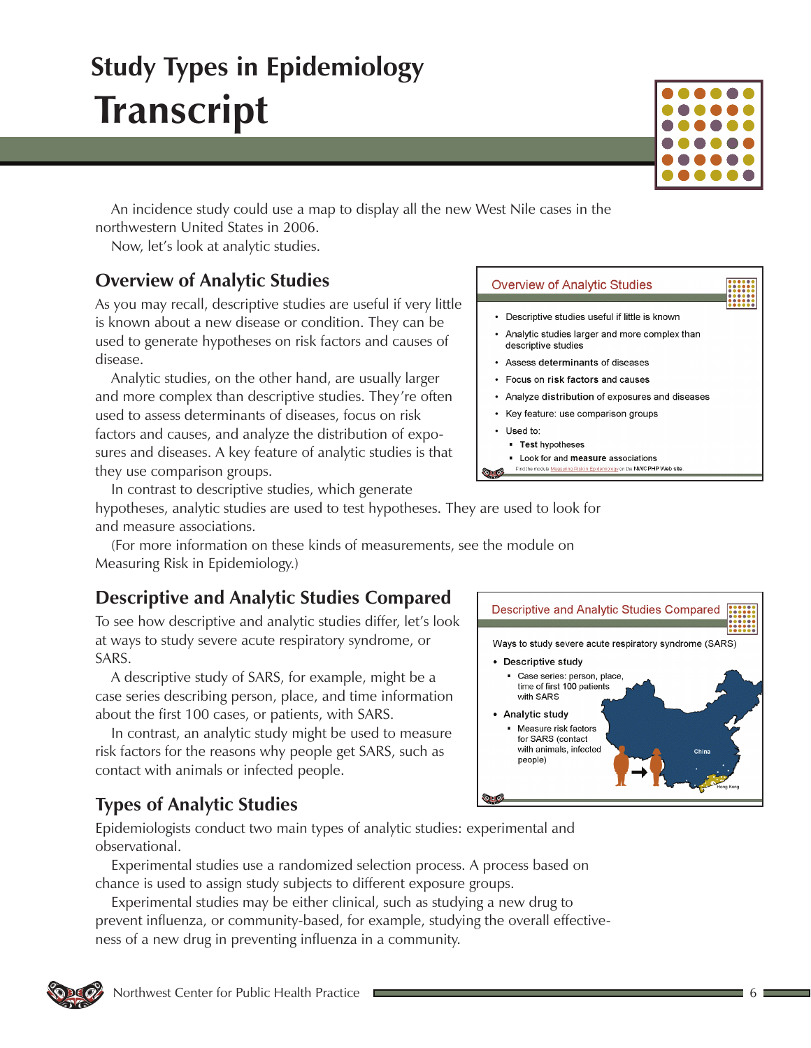An incidence study could use a map to display all the new West Nile cases in the northwestern United States in 2006.

Now, let's look at analytic studies.

## Overview of Analytic Studies

As you may recall, descriptive studies are useful if very little is known about a new disease or condition. They can be used to generate hypotheses on risk factors and causes of disease.

Analytic studies, on the other hand, are usually larger and more complex than descriptive studies. They're often used to assess determinants of diseases, focus on risk factors and causes, and analyze the distribution of exposures and diseases. A key feature of analytic studies is that they use comparison groups.

In contrast to descriptive studies, which generate hypotheses, analytic studies are used to test hypotheses. They are used to look for and measure associations.

(For more information on these kinds of measurements, see the module on Measuring Risk in Epidemiology.)

> **Overview of Analytic Studies**
>
> - Descriptive studies useful if little is known
> - Analytic studies larger and more complex than descriptive studies
> - Assess **determinants** of diseases
> - Focus on **risk factors** and **causes**
> - Analyze **distribution** of exposures and diseases
> - Key feature: use comparison groups
> - Used to:
>   - **Test** hypotheses
>   - Look for and **measure** associations
>
> Find the module Measuring Risk in Epidemiology on the NWCPHP Web site

## Descriptive and Analytic Studies Compared

To see how descriptive and analytic studies differ, let's look at ways to study severe acute respiratory syndrome, or SARS.

A descriptive study of SARS, for example, might be a case series describing person, place, and time information about the first 100 cases, or patients, with SARS.

In contrast, an analytic study might be used to measure risk factors for the reasons why people get SARS, such as contact with animals or infected people.

> **Descriptive and Analytic Studies Compared**
>
> Ways to study severe acute respiratory syndrome (SARS)
>
> - **Descriptive study**
>   - Case series: person, place, time of first 100 patients with SARS
> - **Analytic study**
>   - Measure risk factors for SARS (contact with animals, infected people)

## Types of Analytic Studies

Epidemiologists conduct two main types of analytic studies: experimental and observational.

Experimental studies use a randomized selection process. A process based on chance is used to assign study subjects to different exposure groups.

Experimental studies may be either clinical, such as studying a new drug to prevent influenza, or community-based, for example, studying the overall effectiveness of a new drug in preventing influenza in a community.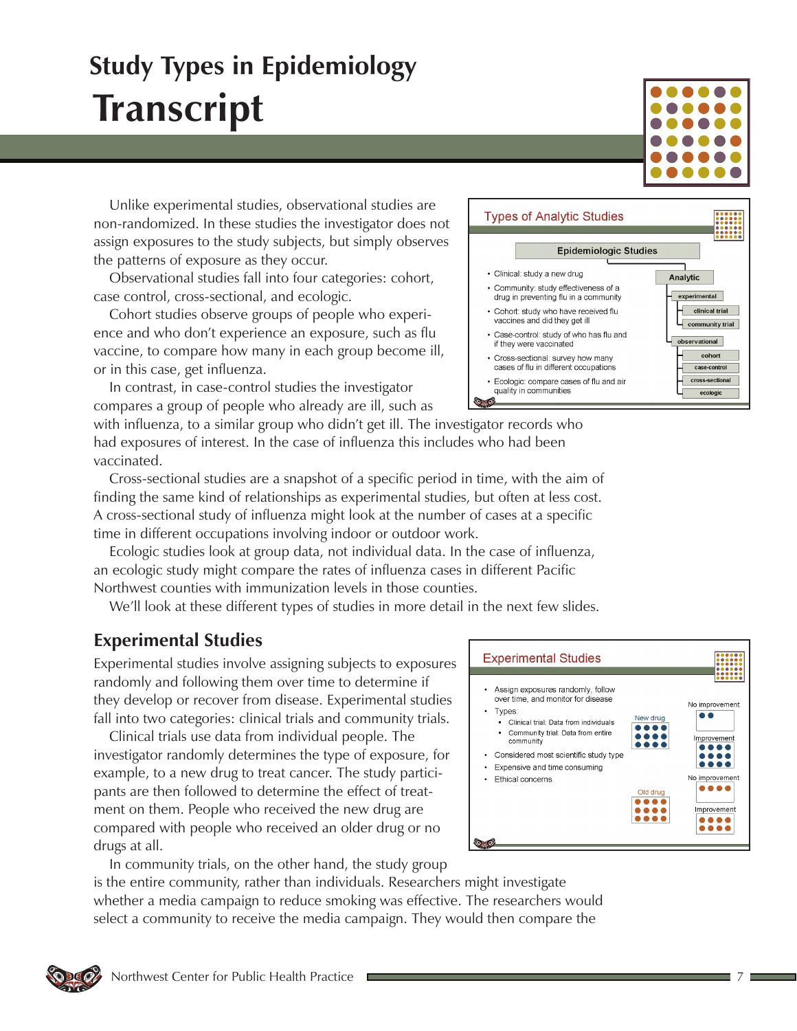# Study Types in Epidemiology

# Transcript

Unlike experimental studies, observational studies are non-randomized. In these studies the investigator does not assign exposures to the study subjects, but simply observes the patterns of exposure as they occur.

Observational studies fall into four categories: cohort, case control, cross-sectional, and ecologic.

Cohort studies observe groups of people who experience and who don't experience an exposure, such as flu vaccine, to compare how many in each group become ill, or in this case, get influenza.

In contrast, in case-control studies the investigator compares a group of people who already are ill, such as with influenza, to a similar group who didn't get ill. The investigator records who had exposures of interest. In the case of influenza this includes who had been vaccinated.

Cross-sectional studies are a snapshot of a specific period in time, with the aim of finding the same kind of relationships as experimental studies, but often at less cost. A cross-sectional study of influenza might look at the number of cases at a specific time in different occupations involving indoor or outdoor work.

Ecologic studies look at group data, not individual data. In the case of influenza, an ecologic study might compare the rates of influenza cases in different Pacific Northwest counties with immunization levels in those counties.

We'll look at these different types of studies in more detail in the next few slides.

## Experimental Studies

Experimental studies involve assigning subjects to exposures randomly and following them over time to determine if they develop or recover from disease. Experimental studies fall into two categories: clinical trials and community trials.

Clinical trials use data from individual people. The investigator randomly determines the type of exposure, for example, to a new drug to treat cancer. The study participants are then followed to determine the effect of treatment on them. People who received the new drug are compared with people who received an older drug or no drugs at all.

In community trials, on the other hand, the study group is the entire community, rather than individuals. Researchers might investigate whether a media campaign to reduce smoking was effective. The researchers would select a community to receive the media campaign. They would then compare the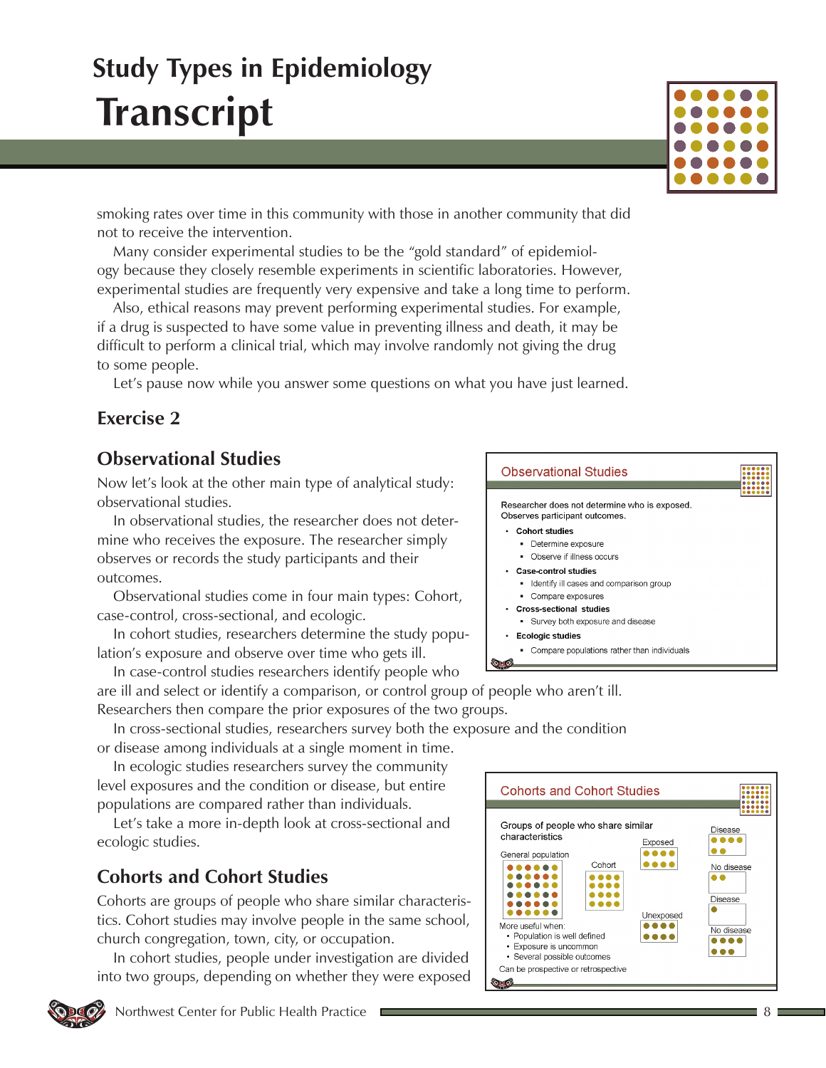smoking rates over time in this community with those in another community that did not to receive the intervention.

Many consider experimental studies to be the "gold standard" of epidemiology because they closely resemble experiments in scientific laboratories. However, experimental studies are frequently very expensive and take a long time to perform.

Also, ethical reasons may prevent performing experimental studies. For example, if a drug is suspected to have some value in preventing illness and death, it may be difficult to perform a clinical trial, which may involve randomly not giving the drug to some people.

Let's pause now while you answer some questions on what you have just learned.

## Exercise 2

## Observational Studies

Now let's look at the other main type of analytical study: observational studies.

In observational studies, the researcher does not determine who receives the exposure. The researcher simply observes or records the study participants and their outcomes.

Observational studies come in four main types: Cohort, case-control, cross-sectional, and ecologic.

In cohort studies, researchers determine the study population's exposure and observe over time who gets ill.

In case-control studies researchers identify people who are ill and select or identify a comparison, or control group of people who aren't ill. Researchers then compare the prior exposures of the two groups.

In cross-sectional studies, researchers survey both the exposure and the condition or disease among individuals at a single moment in time.

In ecologic studies researchers survey the community level exposures and the condition or disease, but entire populations are compared rather than individuals.

Let's take a more in-depth look at cross-sectional and ecologic studies.

**Observational Studies**

Researcher does not determine who is exposed.
Observes participant outcomes.

- **Cohort studies**
  - Determine exposure
  - Observe if illness occurs
- **Case-control studies**
  - Identify ill cases and comparison group
  - Compare exposures
- **Cross-sectional studies**
  - Survey both exposure and disease
- **Ecologic studies**
  - Compare populations rather than individuals

## Cohorts and Cohort Studies

Cohorts are groups of people who share similar characteristics. Cohort studies may involve people in the same school, church congregation, town, city, or occupation.

In cohort studies, people under investigation are divided into two groups, depending on whether they were exposed

**Cohorts and Cohort Studies**

Groups of people who share similar characteristics

General population — Cohort — Exposed (Disease / No disease) — Unexposed (Disease / No disease)

More useful when:
- Population is well defined
- Exposure is uncommon
- Several possible outcomes

Can be prospective or retrospective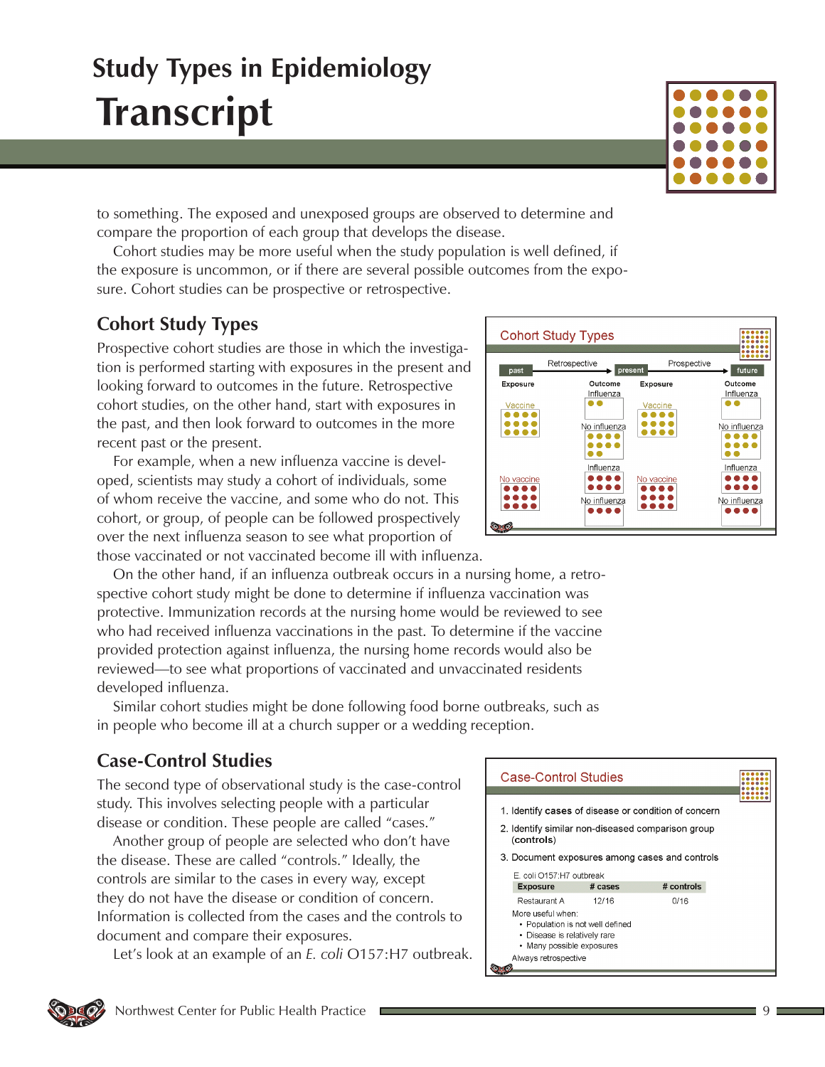to something. The exposed and unexposed groups are observed to determine and compare the proportion of each group that develops the disease.

Cohort studies may be more useful when the study population is well defined, if the exposure is uncommon, or if there are several possible outcomes from the exposure. Cohort studies can be prospective or retrospective.

## Cohort Study Types

Prospective cohort studies are those in which the investigation is performed starting with exposures in the present and looking forward to outcomes in the future. Retrospective cohort studies, on the other hand, start with exposures in the past, and then look forward to outcomes in the more recent past or the present.

For example, when a new influenza vaccine is developed, scientists may study a cohort of individuals, some of whom receive the vaccine, and some who do not. This cohort, or group, of people can be followed prospectively over the next influenza season to see what proportion of those vaccinated or not vaccinated become ill with influenza.

On the other hand, if an influenza outbreak occurs in a nursing home, a retrospective cohort study might be done to determine if influenza vaccination was protective. Immunization records at the nursing home would be reviewed to see who had received influenza vaccinations in the past. To determine if the vaccine provided protection against influenza, the nursing home records would also be reviewed—to see what proportions of vaccinated and unvaccinated residents developed influenza.

Similar cohort studies might be done following food borne outbreaks, such as in people who become ill at a church supper or a wedding reception.

**Cohort Study Types**

past → Retrospective → present → Prospective → future

| Exposure | Outcome | Exposure | Outcome |
|---|---|---|---|
| Vaccine | Influenza / No influenza | Vaccine | Influenza / No influenza |
| No vaccine | Influenza / No influenza | No vaccine | Influenza / No influenza |

## Case-Control Studies

The second type of observational study is the case-control study. This involves selecting people with a particular disease or condition. These people are called "cases."

Another group of people are selected who don't have the disease. These are called "controls." Ideally, the controls are similar to the cases in every way, except they do not have the disease or condition of concern. Information is collected from the cases and the controls to document and compare their exposures.

Let's look at an example of an *E. coli* O157:H7 outbreak.

**Case-Control Studies**

1. Identify **cases** of disease or condition of concern
2. Identify similar non-diseased comparison group (**controls**)
3. Document exposures among cases and controls

E. coli O157:H7 outbreak

| Exposure | # cases | # controls |
|---|---|---|
| Restaurant A | 12/16 | 0/16 |

More useful when:

- Population is not well defined
- Disease is relatively rare
- Many possible exposures

Always retrospective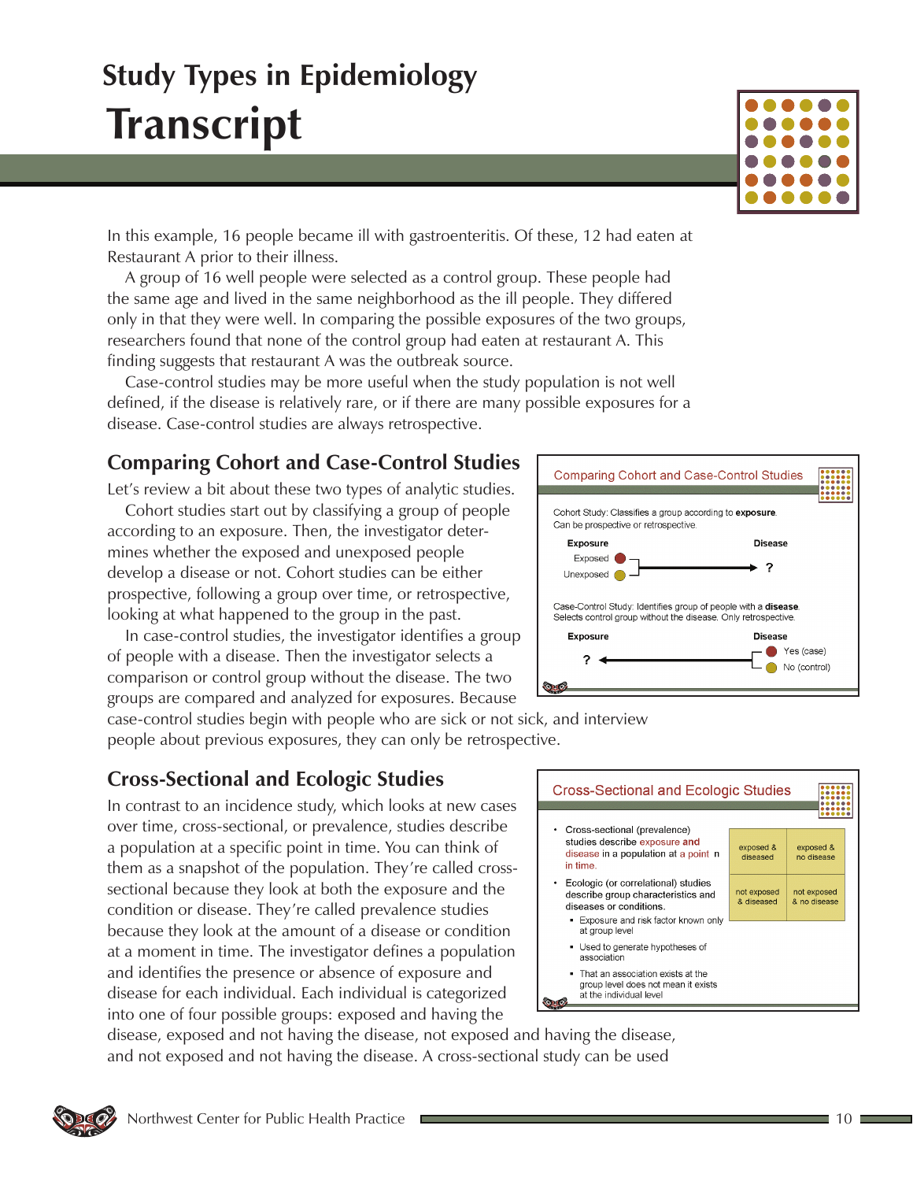# Study Types in Epidemiology
# Transcript

In this example, 16 people became ill with gastroenteritis. Of these, 12 had eaten at Restaurant A prior to their illness.

A group of 16 well people were selected as a control group. These people had the same age and lived in the same neighborhood as the ill people. They differed only in that they were well. In comparing the possible exposures of the two groups, researchers found that none of the control group had eaten at restaurant A. This finding suggests that restaurant A was the outbreak source.

Case-control studies may be more useful when the study population is not well defined, if the disease is relatively rare, or if there are many possible exposures for a disease. Case-control studies are always retrospective.

## Comparing Cohort and Case-Control Studies

Let's review a bit about these two types of analytic studies.

Cohort studies start out by classifying a group of people according to an exposure. Then, the investigator determines whether the exposed and unexposed people develop a disease or not. Cohort studies can be either prospective, following a group over time, or retrospective, looking at what happened to the group in the past.

In case-control studies, the investigator identifies a group of people with a disease. Then the investigator selects a comparison or control group without the disease. The two groups are compared and analyzed for exposures. Because case-control studies begin with people who are sick or not sick, and interview people about previous exposures, they can only be retrospective.

**Comparing Cohort and Case-Control Studies**

Cohort Study: Classifies a group according to **exposure**. Can be prospective or retrospective.

| Exposure | | Disease |
|---|---|---|
| Exposed | → | ? |
| Unexposed | | |

Case-Control Study: Identifies group of people with a **disease**. Selects control group without the disease. Only retrospective.

| Exposure | | Disease |
|---|---|---|
| ? | ← | Yes (case) |
| | | No (control) |

## Cross-Sectional and Ecologic Studies

In contrast to an incidence study, which looks at new cases over time, cross-sectional, or prevalence, studies describe a population at a specific point in time. You can think of them as a snapshot of the population. They're called cross-sectional because they look at both the exposure and the condition or disease. They're called prevalence studies because they look at the amount of a disease or condition at a moment in time. The investigator defines a population and identifies the presence or absence of exposure and disease for each individual. Each individual is categorized into one of four possible groups: exposed and having the disease, exposed and not having the disease, not exposed and having the disease, and not exposed and not having the disease. A cross-sectional study can be used

**Cross-Sectional and Ecologic Studies**

- Cross-sectional (prevalence) studies describe exposure and disease in a population at a point in time.
- Ecologic (or correlational) studies describe group characteristics and diseases or conditions.
  - Exposure and risk factor known only at group level
  - Used to generate hypotheses of association
  - That an association exists at the group level does not mean it exists at the individual level

| exposed & diseased | exposed & no disease |
|---|---|
| not exposed & diseased | not exposed & no disease |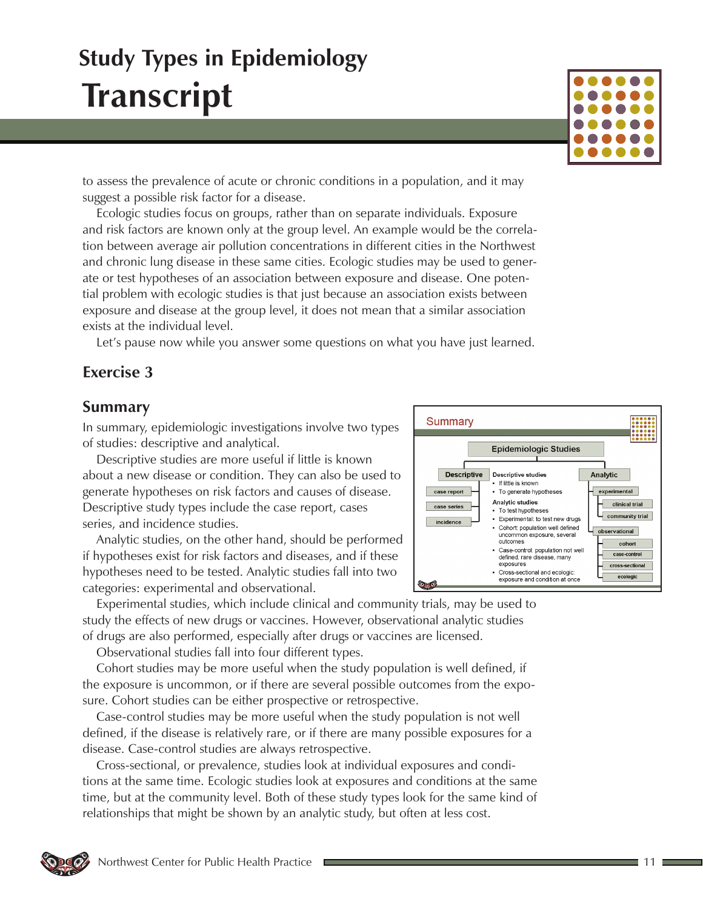to assess the prevalence of acute or chronic conditions in a population, and it may suggest a possible risk factor for a disease.

Ecologic studies focus on groups, rather than on separate individuals. Exposure and risk factors are known only at the group level. An example would be the correlation between average air pollution concentrations in different cities in the Northwest and chronic lung disease in these same cities. Ecologic studies may be used to generate or test hypotheses of an association between exposure and disease. One potential problem with ecologic studies is that just because an association exists between exposure and disease at the group level, it does not mean that a similar association exists at the individual level.

Let's pause now while you answer some questions on what you have just learned.

## Exercise 3

## Summary

In summary, epidemiologic investigations involve two types of studies: descriptive and analytical.

Descriptive studies are more useful if little is known about a new disease or condition. They can also be used to generate hypotheses on risk factors and causes of disease. Descriptive study types include the case report, cases series, and incidence studies.

Analytic studies, on the other hand, should be performed if hypotheses exist for risk factors and diseases, and if these hypotheses need to be tested. Analytic studies fall into two categories: experimental and observational.

Experimental studies, which include clinical and community trials, may be used to study the effects of new drugs or vaccines. However, observational analytic studies of drugs are also performed, especially after drugs or vaccines are licensed.

Observational studies fall into four different types.

Cohort studies may be more useful when the study population is well defined, if the exposure is uncommon, or if there are several possible outcomes from the exposure. Cohort studies can be either prospective or retrospective.

Case-control studies may be more useful when the study population is not well defined, if the disease is relatively rare, or if there are many possible exposures for a disease. Case-control studies are always retrospective.

Cross-sectional, or prevalence, studies look at individual exposures and conditions at the same time. Ecologic studies look at exposures and conditions at the same time, but at the community level. Both of these study types look for the same kind of relationships that might be shown by an analytic study, but often at less cost.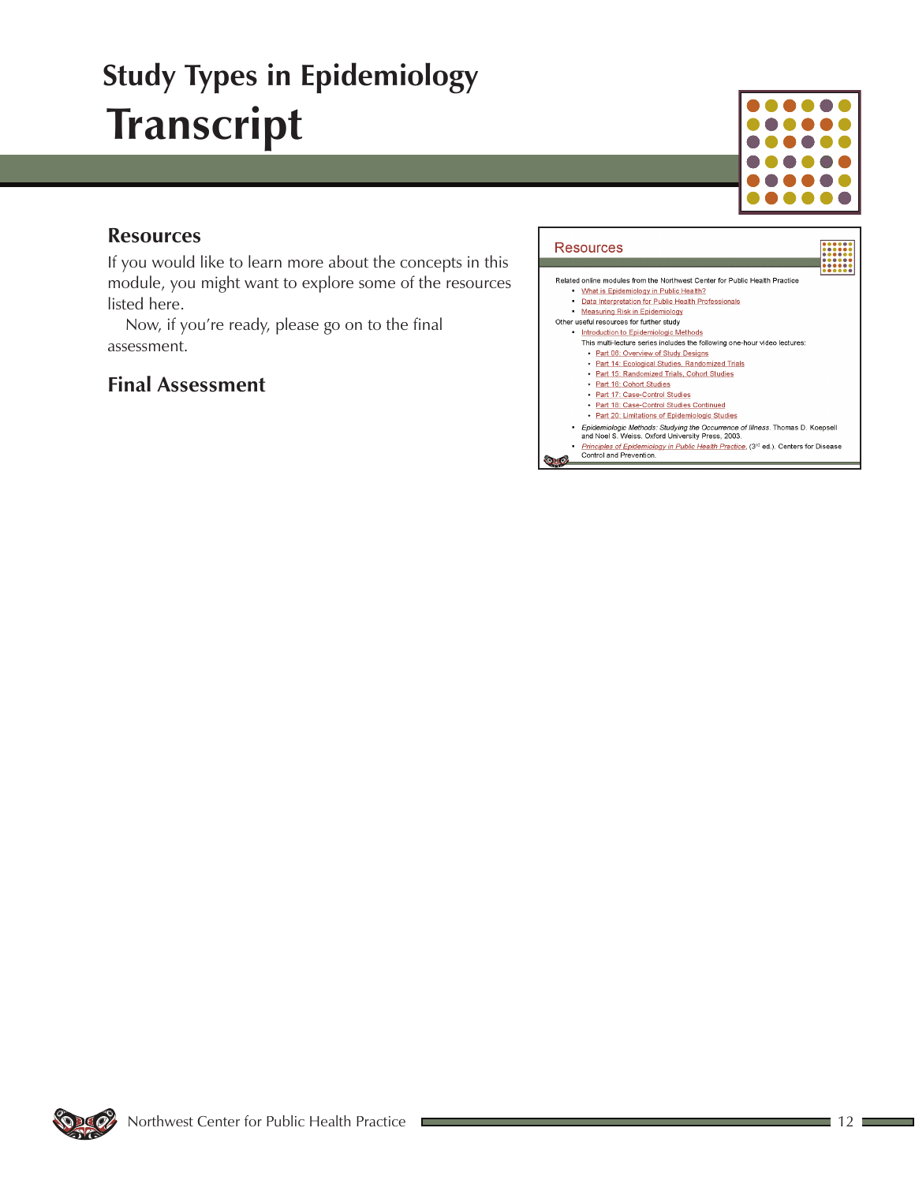# Study Types in Epidemiology

# Transcript

## Resources

If you would like to learn more about the concepts in this module, you might want to explore some of the resources listed here.

Now, if you're ready, please go on to the final assessment.

### Resources

Related online modules from the Northwest Center for Public Health Practice

- What is Epidemiology in Public Health?
- Data Interpretation for Public Health Professionals
- Measuring Risk in Epidemiology

Other useful resources for further study

- Introduction to Epidemiologic Methods
  This multi-lecture series includes the following one-hour video lectures:
  - Part 08: Overview of Study Designs
  - Part 14: Ecological Studies, Randomized Trials
  - Part 15: Randomized Trials, Cohort Studies
  - Part 16: Cohort Studies
  - Part 17: Case-Control Studies
  - Part 18: Case-Control Studies Continued
  - Part 20: Limitations of Epidemiologic Studies
- *Epidemiologic Methods: Studying the Occurrence of Illness.* Thomas D. Koepsell and Noel S. Weiss. Oxford University Press, 2003.
- *Principles of Epidemiology in Public Health Practice*, (3rd ed.). Centers for Disease Control and Prevention.

## Final Assessment